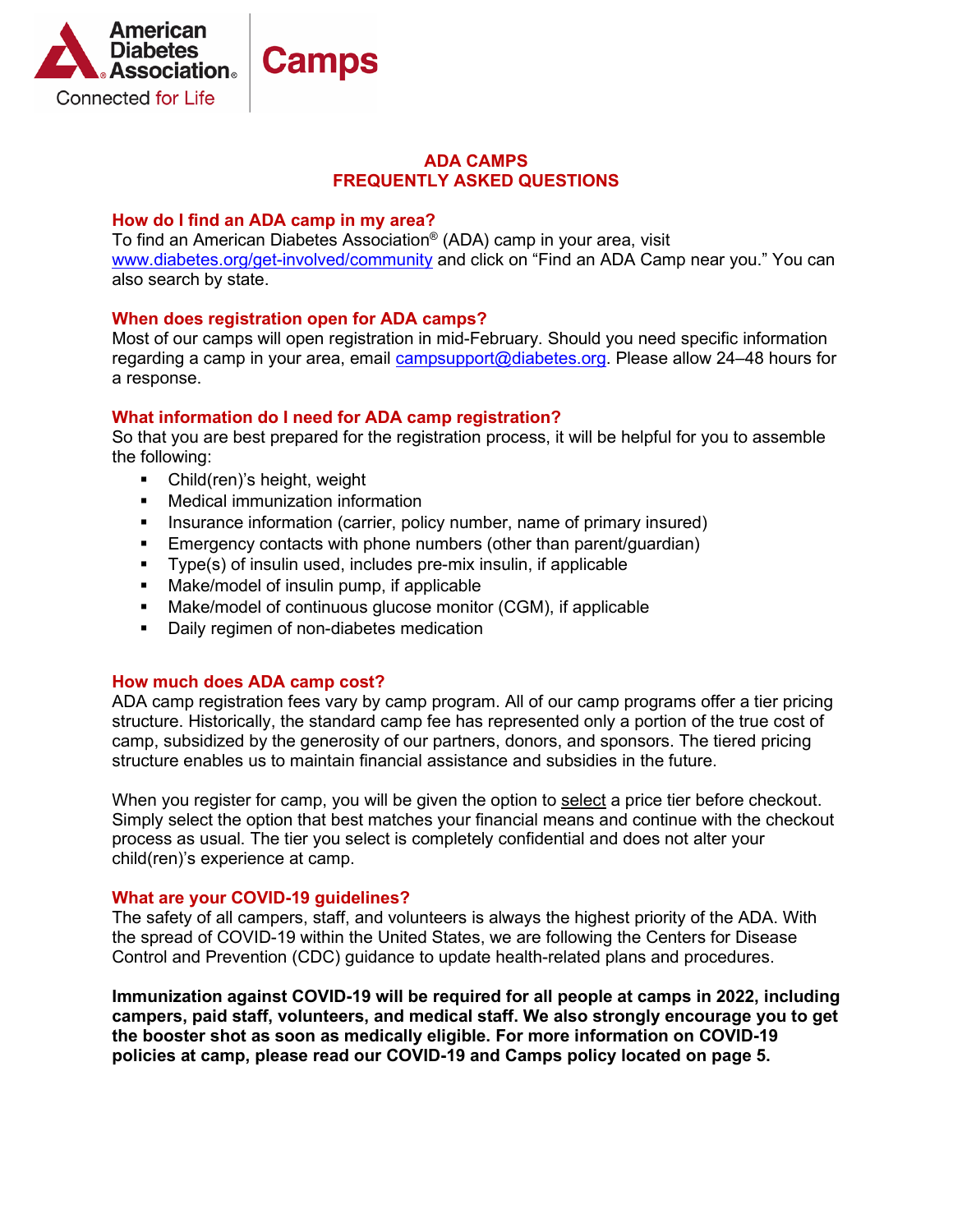American Diabetes Association® Connected for Life | Camps

# ADA CAMPS
# FREQUENTLY ASKED QUESTIONS

## How do I find an ADA camp in my area?

To find an American Diabetes Association® (ADA) camp in your area, visit [www.diabetes.org/get-involved/community](http://www.diabetes.org/get-involved/community) and click on "Find an ADA Camp near you." You can also search by state.

## When does registration open for ADA camps?

Most of our camps will open registration in mid-February. Should you need specific information regarding a camp in your area, email [campsupport@diabetes.org](mailto:campsupport@diabetes.org). Please allow 24–48 hours for a response.

## What information do I need for ADA camp registration?

So that you are best prepared for the registration process, it will be helpful for you to assemble the following:

- Child(ren)'s height, weight
- Medical immunization information
- Insurance information (carrier, policy number, name of primary insured)
- Emergency contacts with phone numbers (other than parent/guardian)
- Type(s) of insulin used, includes pre-mix insulin, if applicable
- Make/model of insulin pump, if applicable
- Make/model of continuous glucose monitor (CGM), if applicable
- Daily regimen of non-diabetes medication

## How much does ADA camp cost?

ADA camp registration fees vary by camp program. All of our camp programs offer a tier pricing structure. Historically, the standard camp fee has represented only a portion of the true cost of camp, subsidized by the generosity of our partners, donors, and sponsors. The tiered pricing structure enables us to maintain financial assistance and subsidies in the future.

When you register for camp, you will be given the option to select a price tier before checkout. Simply select the option that best matches your financial means and continue with the checkout process as usual. The tier you select is completely confidential and does not alter your child(ren)'s experience at camp.

## What are your COVID-19 guidelines?

The safety of all campers, staff, and volunteers is always the highest priority of the ADA. With the spread of COVID-19 within the United States, we are following the Centers for Disease Control and Prevention (CDC) guidance to update health-related plans and procedures.

**Immunization against COVID-19 will be required for all people at camps in 2022, including campers, paid staff, volunteers, and medical staff. We also strongly encourage you to get the booster shot as soon as medically eligible. For more information on COVID-19 policies at camp, please read our COVID-19 and Camps policy located on page 5.**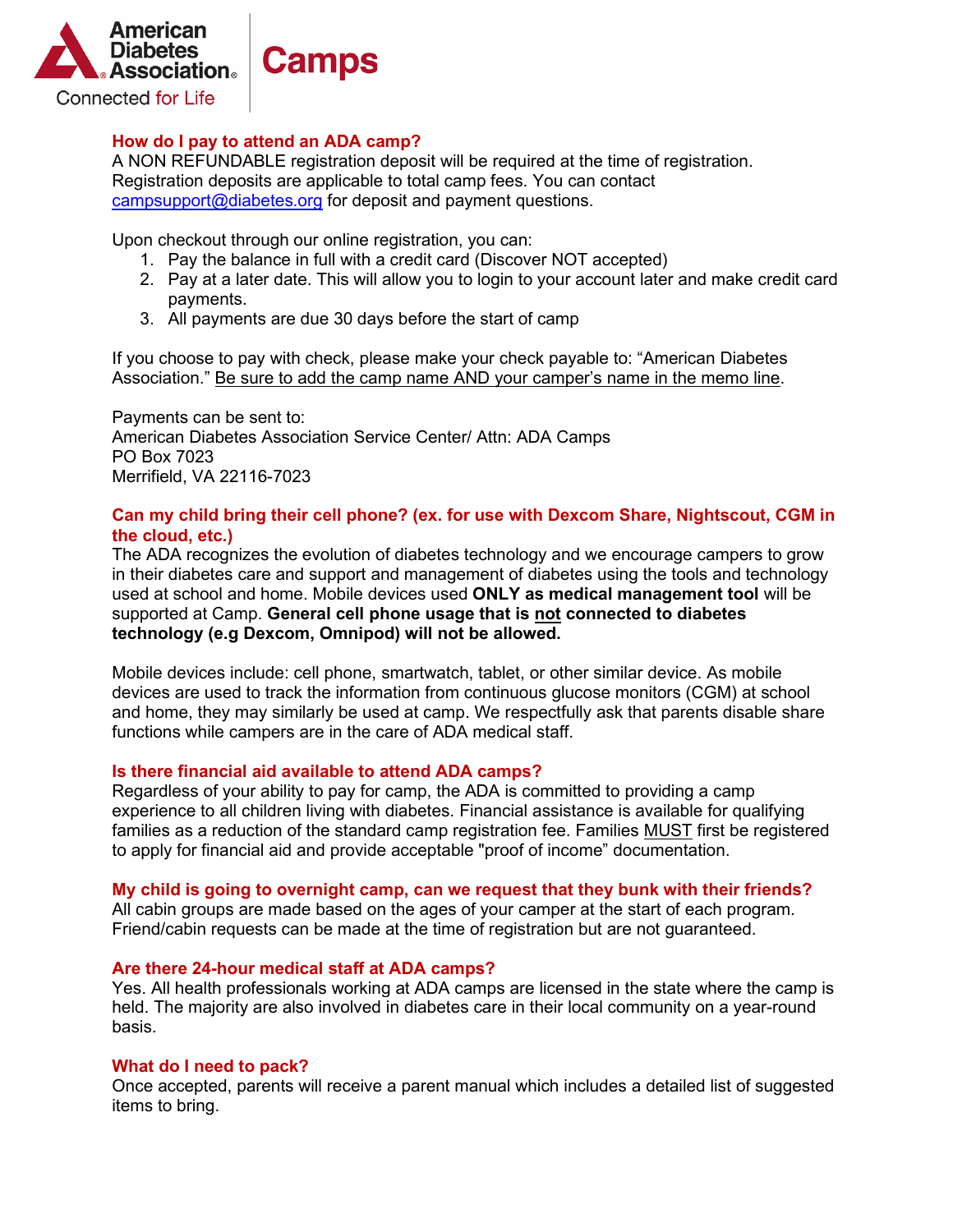### How do I pay to attend an ADA camp?

A NON REFUNDABLE registration deposit will be required at the time of registration. Registration deposits are applicable to total camp fees. You can contact campsupport@diabetes.org for deposit and payment questions.

Upon checkout through our online registration, you can:

1. Pay the balance in full with a credit card (Discover NOT accepted)
2. Pay at a later date. This will allow you to login to your account later and make credit card payments.
3. All payments are due 30 days before the start of camp

If you choose to pay with check, please make your check payable to: "American Diabetes Association." Be sure to add the camp name AND your camper's name in the memo line.

Payments can be sent to:
American Diabetes Association Service Center/ Attn: ADA Camps
PO Box 7023
Merrifield, VA 22116-7023

### Can my child bring their cell phone? (ex. for use with Dexcom Share, Nightscout, CGM in the cloud, etc.)

The ADA recognizes the evolution of diabetes technology and we encourage campers to grow in their diabetes care and support and management of diabetes using the tools and technology used at school and home. Mobile devices used **ONLY as medical management tool** will be supported at Camp. **General cell phone usage that is not connected to diabetes technology (e.g Dexcom, Omnipod) will not be allowed.**

Mobile devices include: cell phone, smartwatch, tablet, or other similar device. As mobile devices are used to track the information from continuous glucose monitors (CGM) at school and home, they may similarly be used at camp. We respectfully ask that parents disable share functions while campers are in the care of ADA medical staff.

### Is there financial aid available to attend ADA camps?

Regardless of your ability to pay for camp, the ADA is committed to providing a camp experience to all children living with diabetes. Financial assistance is available for qualifying families as a reduction of the standard camp registration fee. Families MUST first be registered to apply for financial aid and provide acceptable "proof of income" documentation.

### My child is going to overnight camp, can we request that they bunk with their friends?

All cabin groups are made based on the ages of your camper at the start of each program. Friend/cabin requests can be made at the time of registration but are not guaranteed.

### Are there 24-hour medical staff at ADA camps?

Yes. All health professionals working at ADA camps are licensed in the state where the camp is held. The majority are also involved in diabetes care in their local community on a year-round basis.

### What do I need to pack?

Once accepted, parents will receive a parent manual which includes a detailed list of suggested items to bring.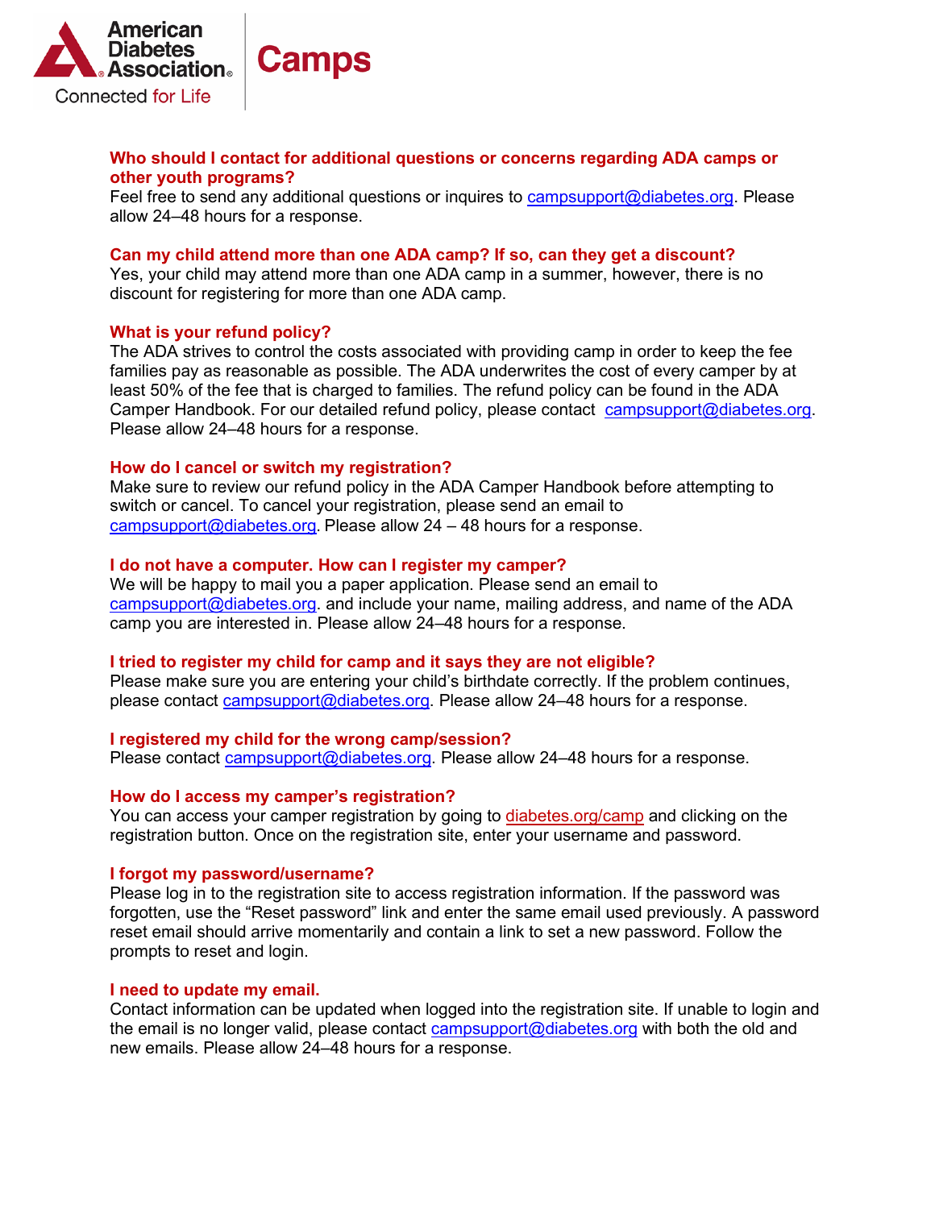**Who should I contact for additional questions or concerns regarding ADA camps or other youth programs?**

Feel free to send any additional questions or inquires to campsupport@diabetes.org. Please allow 24–48 hours for a response.

**Can my child attend more than one ADA camp? If so, can they get a discount?**

Yes, your child may attend more than one ADA camp in a summer, however, there is no discount for registering for more than one ADA camp.

**What is your refund policy?**

The ADA strives to control the costs associated with providing camp in order to keep the fee families pay as reasonable as possible. The ADA underwrites the cost of every camper by at least 50% of the fee that is charged to families. The refund policy can be found in the ADA Camper Handbook. For our detailed refund policy, please contact campsupport@diabetes.org. Please allow 24–48 hours for a response.

**How do I cancel or switch my registration?**

Make sure to review our refund policy in the ADA Camper Handbook before attempting to switch or cancel. To cancel your registration, please send an email to campsupport@diabetes.org. Please allow 24 – 48 hours for a response.

**I do not have a computer. How can I register my camper?**

We will be happy to mail you a paper application. Please send an email to campsupport@diabetes.org. and include your name, mailing address, and name of the ADA camp you are interested in. Please allow 24–48 hours for a response.

**I tried to register my child for camp and it says they are not eligible?**

Please make sure you are entering your child's birthdate correctly. If the problem continues, please contact campsupport@diabetes.org. Please allow 24–48 hours for a response.

**I registered my child for the wrong camp/session?**

Please contact campsupport@diabetes.org. Please allow 24–48 hours for a response.

**How do I access my camper's registration?**

You can access your camper registration by going to diabetes.org/camp and clicking on the registration button. Once on the registration site, enter your username and password.

**I forgot my password/username?**

Please log in to the registration site to access registration information. If the password was forgotten, use the "Reset password" link and enter the same email used previously. A password reset email should arrive momentarily and contain a link to set a new password. Follow the prompts to reset and login.

**I need to update my email.**

Contact information can be updated when logged into the registration site. If unable to login and the email is no longer valid, please contact campsupport@diabetes.org with both the old and new emails. Please allow 24–48 hours for a response.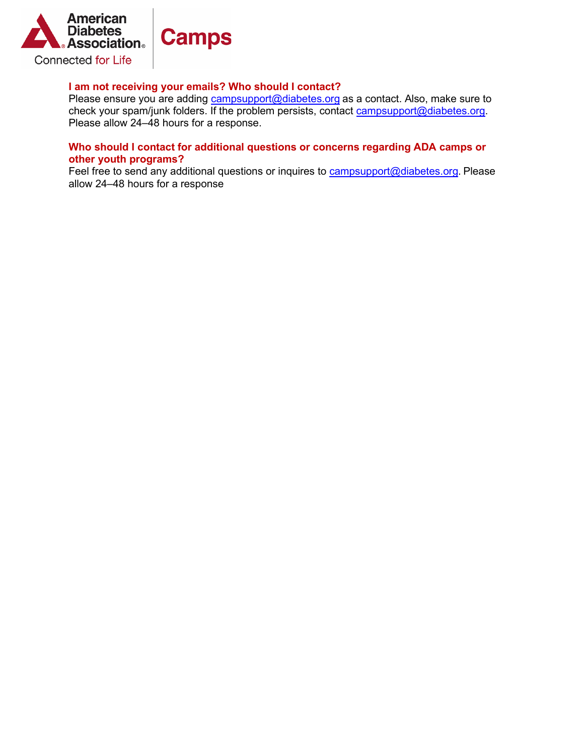**I am not receiving your emails? Who should I contact?**
Please ensure you are adding campsupport@diabetes.org as a contact. Also, make sure to check your spam/junk folders. If the problem persists, contact campsupport@diabetes.org. Please allow 24–48 hours for a response.

**Who should I contact for additional questions or concerns regarding ADA camps or other youth programs?**
Feel free to send any additional questions or inquires to campsupport@diabetes.org. Please allow 24–48 hours for a response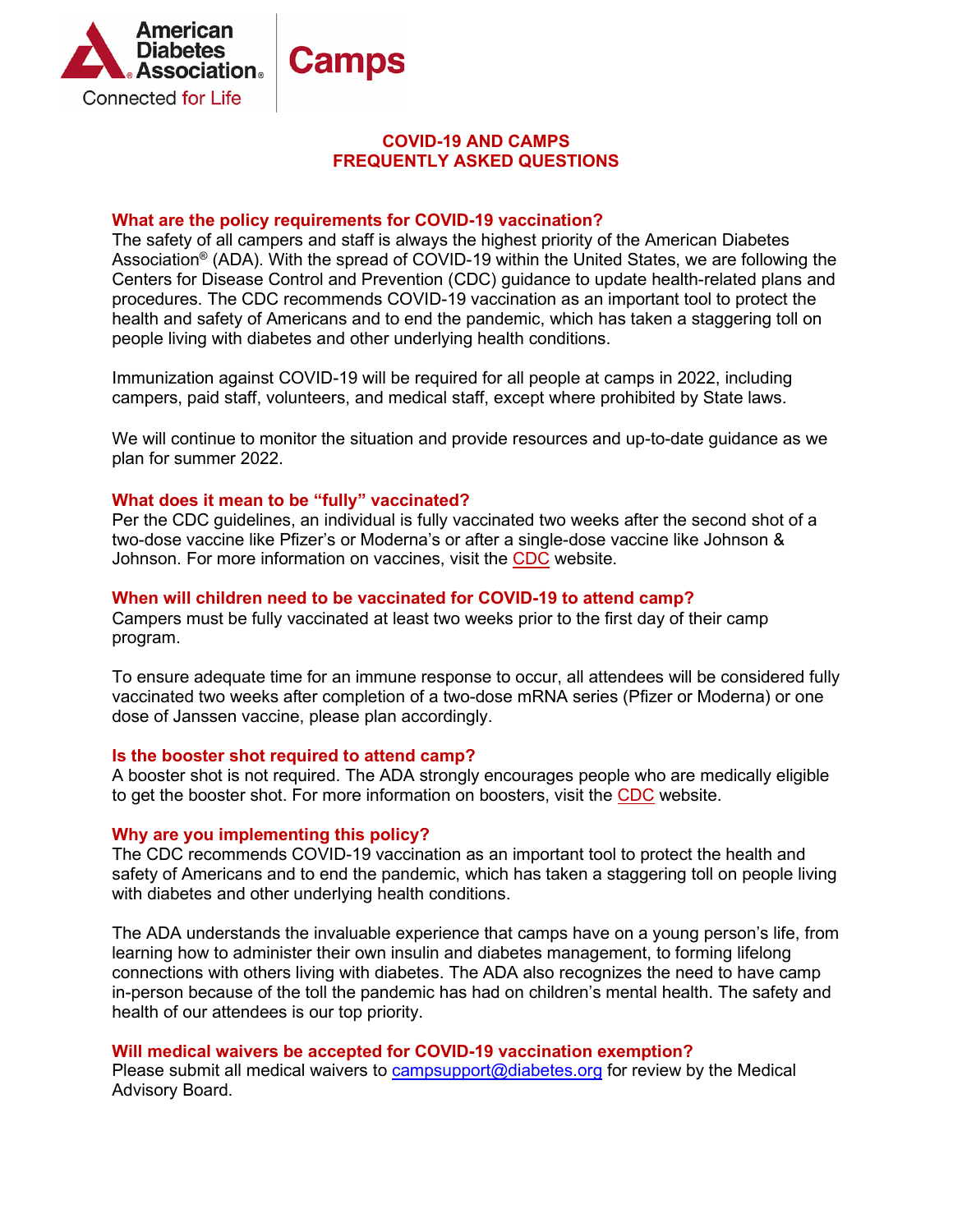American Diabetes Association® Connected for Life | Camps

# COVID-19 AND CAMPS FREQUENTLY ASKED QUESTIONS

## What are the policy requirements for COVID-19 vaccination?

The safety of all campers and staff is always the highest priority of the American Diabetes Association® (ADA). With the spread of COVID-19 within the United States, we are following the Centers for Disease Control and Prevention (CDC) guidance to update health-related plans and procedures. The CDC recommends COVID-19 vaccination as an important tool to protect the health and safety of Americans and to end the pandemic, which has taken a staggering toll on people living with diabetes and other underlying health conditions.

Immunization against COVID-19 will be required for all people at camps in 2022, including campers, paid staff, volunteers, and medical staff, except where prohibited by State laws.

We will continue to monitor the situation and provide resources and up-to-date guidance as we plan for summer 2022.

## What does it mean to be "fully" vaccinated?

Per the CDC guidelines, an individual is fully vaccinated two weeks after the second shot of a two-dose vaccine like Pfizer's or Moderna's or after a single-dose vaccine like Johnson & Johnson. For more information on vaccines, visit the CDC website.

## When will children need to be vaccinated for COVID-19 to attend camp?

Campers must be fully vaccinated at least two weeks prior to the first day of their camp program.

To ensure adequate time for an immune response to occur, all attendees will be considered fully vaccinated two weeks after completion of a two-dose mRNA series (Pfizer or Moderna) or one dose of Janssen vaccine, please plan accordingly.

## Is the booster shot required to attend camp?

A booster shot is not required. The ADA strongly encourages people who are medically eligible to get the booster shot. For more information on boosters, visit the CDC website.

## Why are you implementing this policy?

The CDC recommends COVID-19 vaccination as an important tool to protect the health and safety of Americans and to end the pandemic, which has taken a staggering toll on people living with diabetes and other underlying health conditions.

The ADA understands the invaluable experience that camps have on a young person's life, from learning how to administer their own insulin and diabetes management, to forming lifelong connections with others living with diabetes. The ADA also recognizes the need to have camp in-person because of the toll the pandemic has had on children's mental health. The safety and health of our attendees is our top priority.

## Will medical waivers be accepted for COVID-19 vaccination exemption?

Please submit all medical waivers to campsupport@diabetes.org for review by the Medical Advisory Board.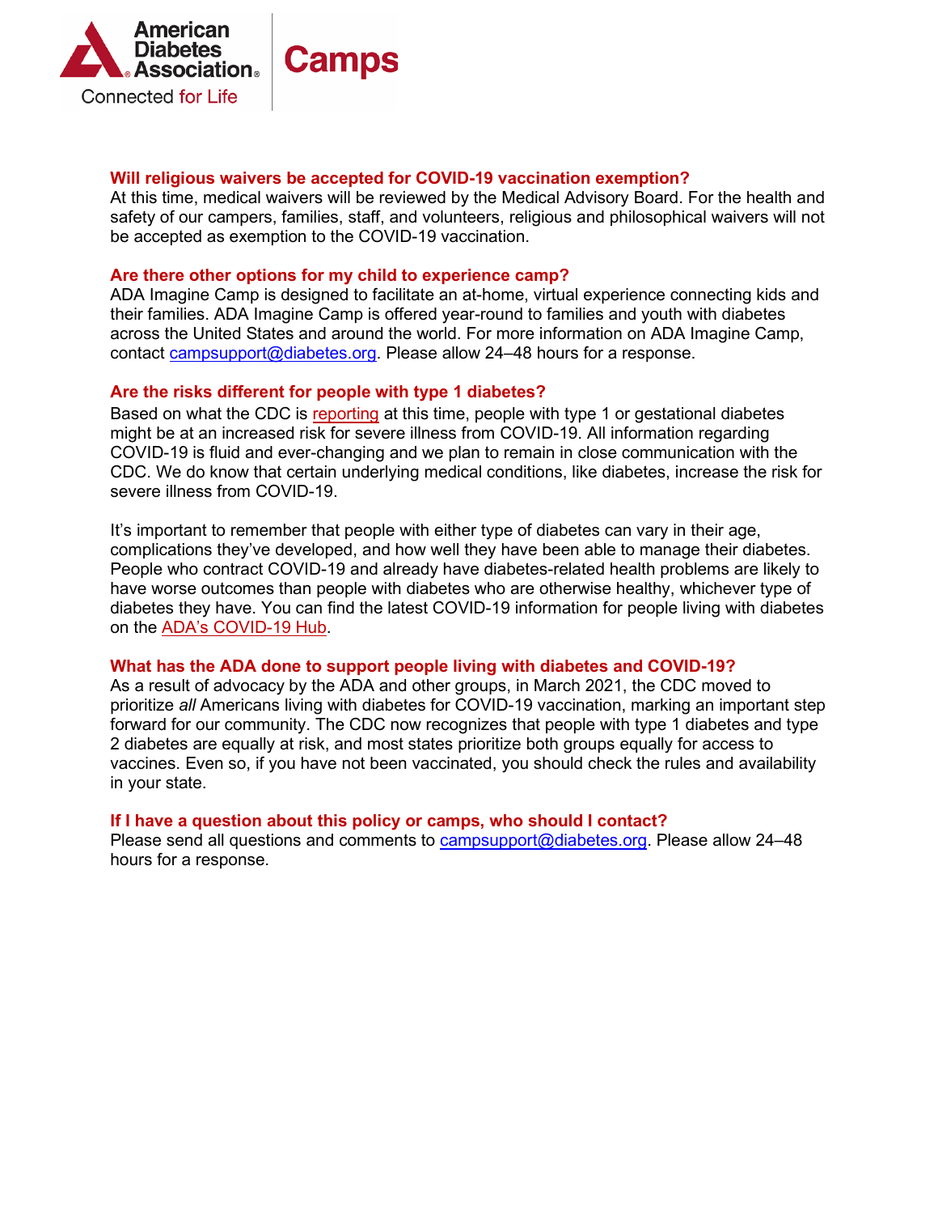### Will religious waivers be accepted for COVID-19 vaccination exemption?

At this time, medical waivers will be reviewed by the Medical Advisory Board. For the health and safety of our campers, families, staff, and volunteers, religious and philosophical waivers will not be accepted as exemption to the COVID-19 vaccination.

### Are there other options for my child to experience camp?

ADA Imagine Camp is designed to facilitate an at-home, virtual experience connecting kids and their families. ADA Imagine Camp is offered year-round to families and youth with diabetes across the United States and around the world. For more information on ADA Imagine Camp, contact campsupport@diabetes.org. Please allow 24–48 hours for a response.

### Are the risks different for people with type 1 diabetes?

Based on what the CDC is reporting at this time, people with type 1 or gestational diabetes might be at an increased risk for severe illness from COVID-19. All information regarding COVID-19 is fluid and ever-changing and we plan to remain in close communication with the CDC. We do know that certain underlying medical conditions, like diabetes, increase the risk for severe illness from COVID-19.

It's important to remember that people with either type of diabetes can vary in their age, complications they've developed, and how well they have been able to manage their diabetes. People who contract COVID-19 and already have diabetes-related health problems are likely to have worse outcomes than people with diabetes who are otherwise healthy, whichever type of diabetes they have. You can find the latest COVID-19 information for people living with diabetes on the ADA's COVID-19 Hub.

### What has the ADA done to support people living with diabetes and COVID-19?

As a result of advocacy by the ADA and other groups, in March 2021, the CDC moved to prioritize *all* Americans living with diabetes for COVID-19 vaccination, marking an important step forward for our community. The CDC now recognizes that people with type 1 diabetes and type 2 diabetes are equally at risk, and most states prioritize both groups equally for access to vaccines. Even so, if you have not been vaccinated, you should check the rules and availability in your state.

### If I have a question about this policy or camps, who should I contact?

Please send all questions and comments to campsupport@diabetes.org. Please allow 24–48 hours for a response.